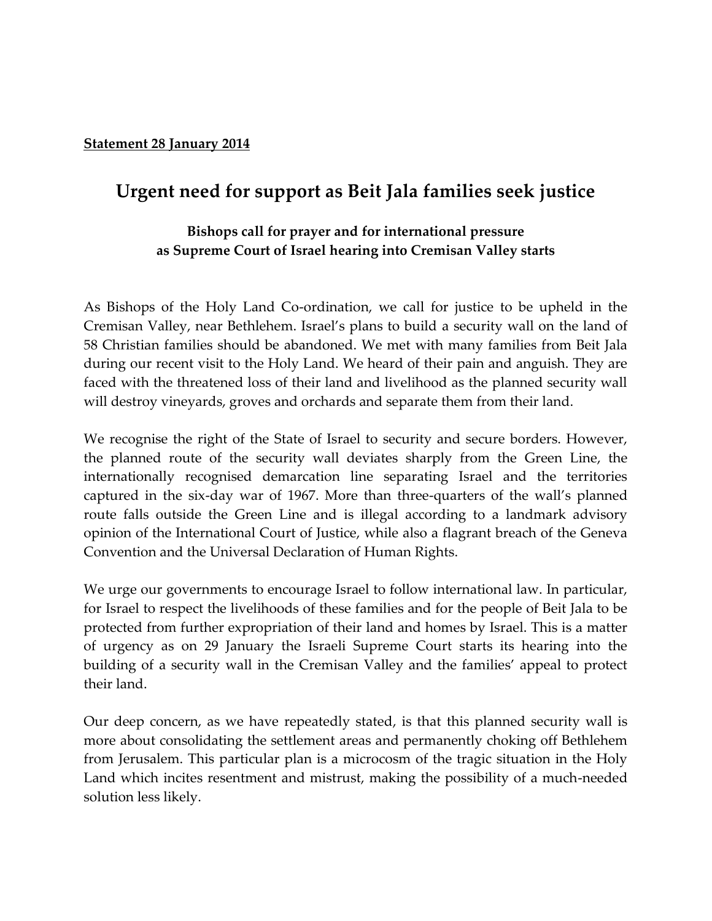**Statement 28 January 2014**

# Urgent need for support as Beit Jala families seek justice

### Bishops call for prayer and for international pressure as Supreme Court of Israel hearing into Cremisan Valley starts

As Bishops of the Holy Land Co-ordination, we call for justice to be upheld in the Cremisan Valley, near Bethlehem. Israel's plans to build a security wall on the land of 58 Christian families should be abandoned. We met with many families from Beit Jala during our recent visit to the Holy Land. We heard of their pain and anguish. They are faced with the threatened loss of their land and livelihood as the planned security wall will destroy vineyards, groves and orchards and separate them from their land.

We recognise the right of the State of Israel to security and secure borders. However, the planned route of the security wall deviates sharply from the Green Line, the internationally recognised demarcation line separating Israel and the territories captured in the six-day war of 1967. More than three-quarters of the wall's planned route falls outside the Green Line and is illegal according to a landmark advisory opinion of the International Court of Justice, while also a flagrant breach of the Geneva Convention and the Universal Declaration of Human Rights.

We urge our governments to encourage Israel to follow international law. In particular, for Israel to respect the livelihoods of these families and for the people of Beit Jala to be protected from further expropriation of their land and homes by Israel. This is a matter of urgency as on 29 January the Israeli Supreme Court starts its hearing into the building of a security wall in the Cremisan Valley and the families' appeal to protect their land.

Our deep concern, as we have repeatedly stated, is that this planned security wall is more about consolidating the settlement areas and permanently choking off Bethlehem from Jerusalem. This particular plan is a microcosm of the tragic situation in the Holy Land which incites resentment and mistrust, making the possibility of a much-needed solution less likely.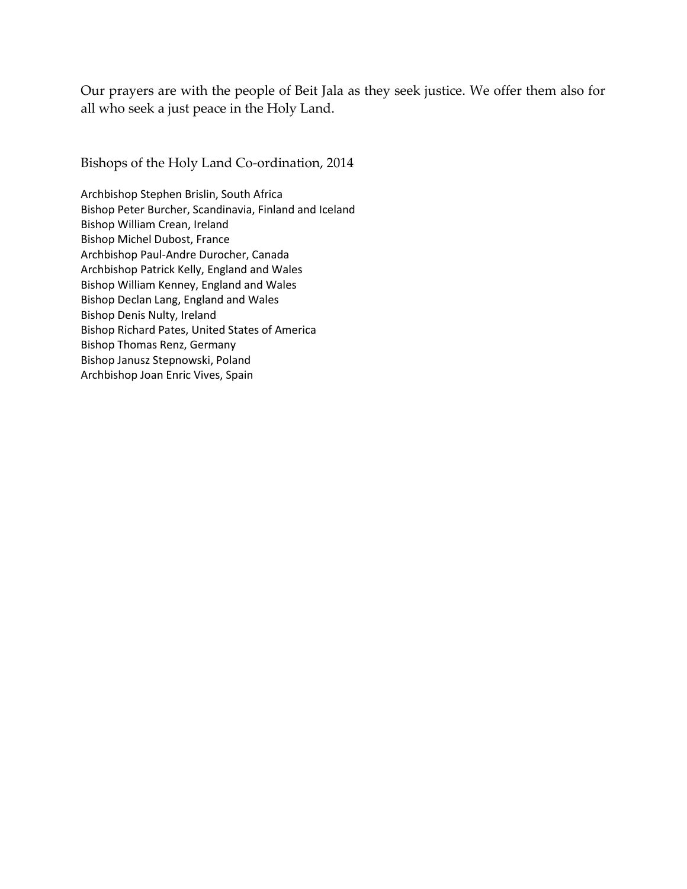Our prayers are with the people of Beit Jala as they seek justice. We offer them also for all who seek a just peace in the Holy Land.

Bishops of the Holy Land Co-ordination, 2014

Archbishop Stephen Brislin, South Africa
Bishop Peter Burcher, Scandinavia, Finland and Iceland
Bishop William Crean, Ireland
Bishop Michel Dubost, France
Archbishop Paul-Andre Durocher, Canada
Archbishop Patrick Kelly, England and Wales
Bishop William Kenney, England and Wales
Bishop Declan Lang, England and Wales
Bishop Denis Nulty, Ireland
Bishop Richard Pates, United States of America
Bishop Thomas Renz, Germany
Bishop Janusz Stepnowski, Poland
Archbishop Joan Enric Vives, Spain